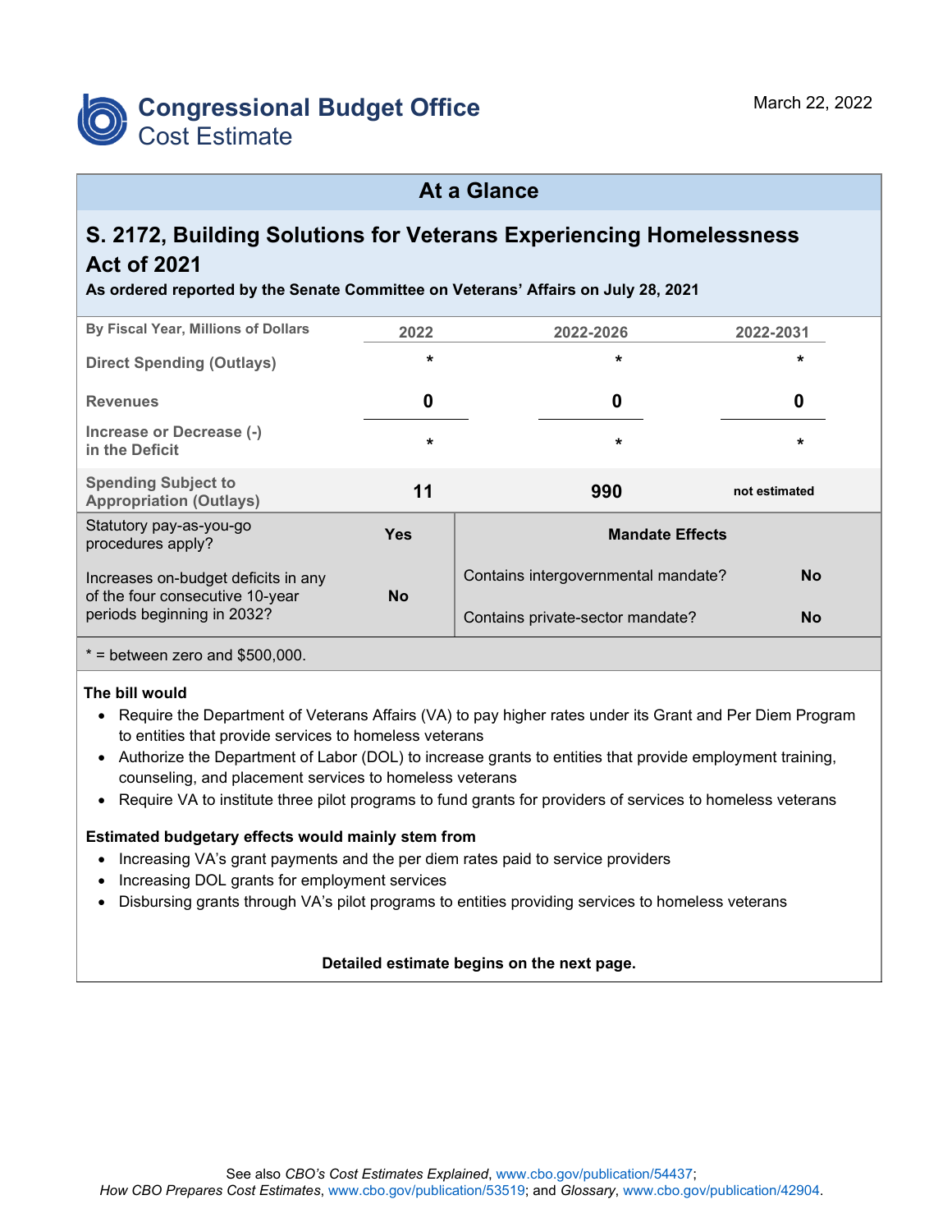# Congressional Budget Office
## Cost Estimate

March 22, 2022

## At a Glance

### S. 2172, Building Solutions for Veterans Experiencing Homelessness Act of 2021

**As ordered reported by the Senate Committee on Veterans' Affairs on July 28, 2021**

| By Fiscal Year, Millions of Dollars | 2022 | 2022-2026 | 2022-2031 |
|---|---|---|---|
| Direct Spending (Outlays) | * | * | * |
| Revenues | 0 | 0 | 0 |
| Increase or Decrease (-) in the Deficit | * | * | * |
| Spending Subject to Appropriation (Outlays) | 11 | 990 | not estimated |

| | | Mandate Effects | |
|---|---|---|---|
| Statutory pay-as-you-go procedures apply? | Yes | Contains intergovernmental mandate? | No |
| Increases on-budget deficits in any of the four consecutive 10-year periods beginning in 2032? | No | Contains private-sector mandate? | No |

* = between zero and $500,000.

**The bill would**

- Require the Department of Veterans Affairs (VA) to pay higher rates under its Grant and Per Diem Program to entities that provide services to homeless veterans
- Authorize the Department of Labor (DOL) to increase grants to entities that provide employment training, counseling, and placement services to homeless veterans
- Require VA to institute three pilot programs to fund grants for providers of services to homeless veterans

**Estimated budgetary effects would mainly stem from**

- Increasing VA's grant payments and the per diem rates paid to service providers
- Increasing DOL grants for employment services
- Disbursing grants through VA's pilot programs to entities providing services to homeless veterans

**Detailed estimate begins on the next page.**

See also *CBO's Cost Estimates Explained*, www.cbo.gov/publication/54437; *How CBO Prepares Cost Estimates*, www.cbo.gov/publication/53519; and *Glossary*, www.cbo.gov/publication/42904.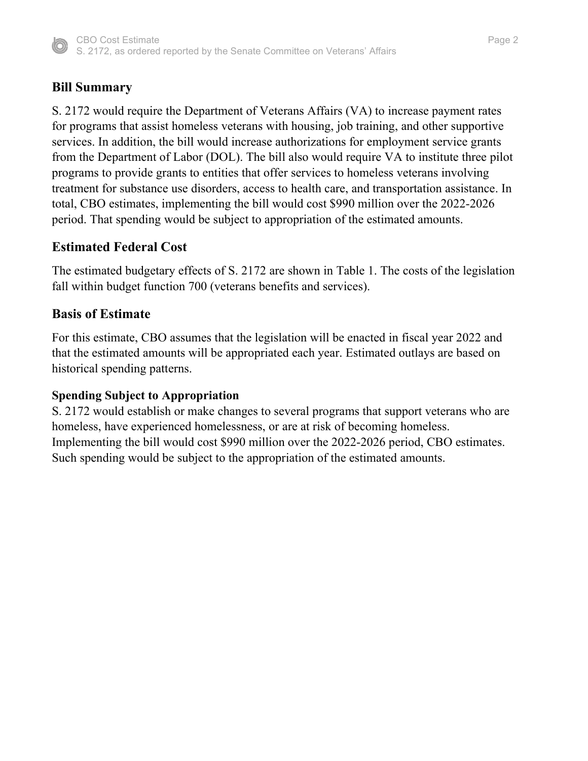## Bill Summary

S. 2172 would require the Department of Veterans Affairs (VA) to increase payment rates for programs that assist homeless veterans with housing, job training, and other supportive services. In addition, the bill would increase authorizations for employment service grants from the Department of Labor (DOL). The bill also would require VA to institute three pilot programs to provide grants to entities that offer services to homeless veterans involving treatment for substance use disorders, access to health care, and transportation assistance. In total, CBO estimates, implementing the bill would cost $990 million over the 2022-2026 period. That spending would be subject to appropriation of the estimated amounts.

## Estimated Federal Cost

The estimated budgetary effects of S. 2172 are shown in Table 1. The costs of the legislation fall within budget function 700 (veterans benefits and services).

## Basis of Estimate

For this estimate, CBO assumes that the legislation will be enacted in fiscal year 2022 and that the estimated amounts will be appropriated each year. Estimated outlays are based on historical spending patterns.

### Spending Subject to Appropriation

S. 2172 would establish or make changes to several programs that support veterans who are homeless, have experienced homelessness, or are at risk of becoming homeless. Implementing the bill would cost $990 million over the 2022-2026 period, CBO estimates. Such spending would be subject to the appropriation of the estimated amounts.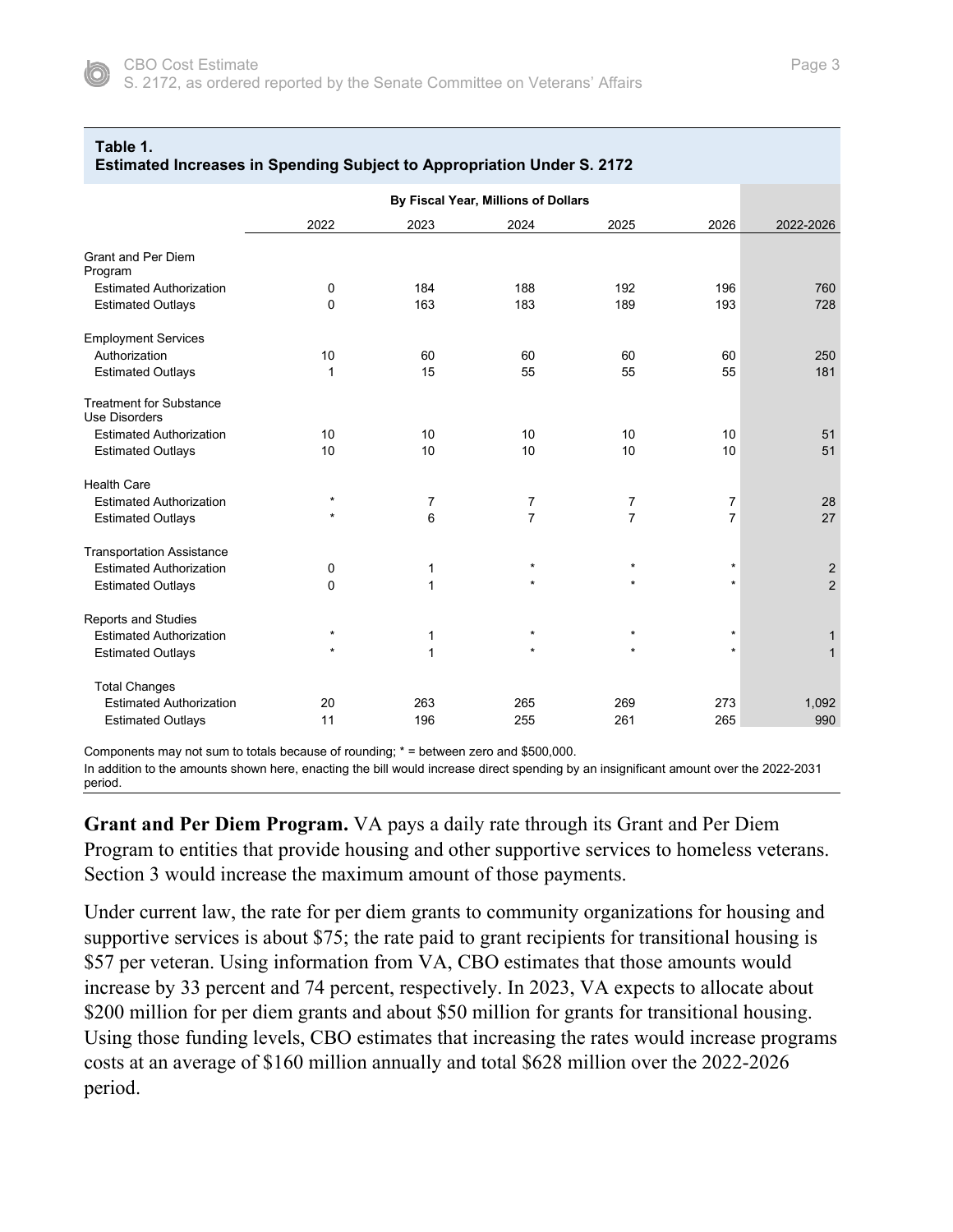**Table 1.**
**Estimated Increases in Spending Subject to Appropriation Under S. 2172**

| | By Fiscal Year, Millions of Dollars | | | | | |
|---|---|---|---|---|---|---|
| | 2022 | 2023 | 2024 | 2025 | 2026 | 2022-2026 |
| **Grant and Per Diem Program** | | | | | | |
| Estimated Authorization | 0 | 184 | 188 | 192 | 196 | 760 |
| Estimated Outlays | 0 | 163 | 183 | 189 | 193 | 728 |
| **Employment Services** | | | | | | |
| Authorization | 10 | 60 | 60 | 60 | 60 | 250 |
| Estimated Outlays | 1 | 15 | 55 | 55 | 55 | 181 |
| **Treatment for Substance Use Disorders** | | | | | | |
| Estimated Authorization | 10 | 10 | 10 | 10 | 10 | 51 |
| Estimated Outlays | 10 | 10 | 10 | 10 | 10 | 51 |
| **Health Care** | | | | | | |
| Estimated Authorization | * | 7 | 7 | 7 | 7 | 28 |
| Estimated Outlays | * | 6 | 7 | 7 | 7 | 27 |
| **Transportation Assistance** | | | | | | |
| Estimated Authorization | 0 | 1 | * | * | * | 2 |
| Estimated Outlays | 0 | 1 | * | * | * | 2 |
| **Reports and Studies** | | | | | | |
| Estimated Authorization | * | 1 | * | * | * | 1 |
| Estimated Outlays | * | 1 | * | * | * | 1 |
| **Total Changes** | | | | | | |
| Estimated Authorization | 20 | 263 | 265 | 269 | 273 | 1,092 |
| Estimated Outlays | 11 | 196 | 255 | 261 | 265 | 990 |

Components may not sum to totals because of rounding; * = between zero and $500,000.

In addition to the amounts shown here, enacting the bill would increase direct spending by an insignificant amount over the 2022-2031 period.

**Grant and Per Diem Program.** VA pays a daily rate through its Grant and Per Diem Program to entities that provide housing and other supportive services to homeless veterans. Section 3 would increase the maximum amount of those payments.

Under current law, the rate for per diem grants to community organizations for housing and supportive services is about $75; the rate paid to grant recipients for transitional housing is $57 per veteran. Using information from VA, CBO estimates that those amounts would increase by 33 percent and 74 percent, respectively. In 2023, VA expects to allocate about $200 million for per diem grants and about $50 million for grants for transitional housing. Using those funding levels, CBO estimates that increasing the rates would increase programs costs at an average of $160 million annually and total $628 million over the 2022-2026 period.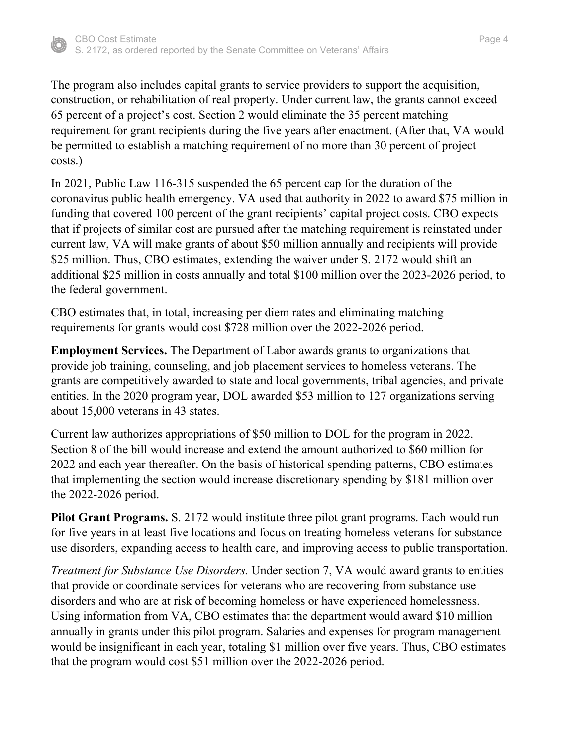The program also includes capital grants to service providers to support the acquisition, construction, or rehabilitation of real property. Under current law, the grants cannot exceed 65 percent of a project's cost. Section 2 would eliminate the 35 percent matching requirement for grant recipients during the five years after enactment. (After that, VA would be permitted to establish a matching requirement of no more than 30 percent of project costs.)

In 2021, Public Law 116-315 suspended the 65 percent cap for the duration of the coronavirus public health emergency. VA used that authority in 2022 to award $75 million in funding that covered 100 percent of the grant recipients' capital project costs. CBO expects that if projects of similar cost are pursued after the matching requirement is reinstated under current law, VA will make grants of about $50 million annually and recipients will provide $25 million. Thus, CBO estimates, extending the waiver under S. 2172 would shift an additional $25 million in costs annually and total $100 million over the 2023-2026 period, to the federal government.

CBO estimates that, in total, increasing per diem rates and eliminating matching requirements for grants would cost $728 million over the 2022-2026 period.

**Employment Services.** The Department of Labor awards grants to organizations that provide job training, counseling, and job placement services to homeless veterans. The grants are competitively awarded to state and local governments, tribal agencies, and private entities. In the 2020 program year, DOL awarded $53 million to 127 organizations serving about 15,000 veterans in 43 states.

Current law authorizes appropriations of $50 million to DOL for the program in 2022. Section 8 of the bill would increase and extend the amount authorized to $60 million for 2022 and each year thereafter. On the basis of historical spending patterns, CBO estimates that implementing the section would increase discretionary spending by $181 million over the 2022-2026 period.

**Pilot Grant Programs.** S. 2172 would institute three pilot grant programs. Each would run for five years in at least five locations and focus on treating homeless veterans for substance use disorders, expanding access to health care, and improving access to public transportation.

*Treatment for Substance Use Disorders.* Under section 7, VA would award grants to entities that provide or coordinate services for veterans who are recovering from substance use disorders and who are at risk of becoming homeless or have experienced homelessness. Using information from VA, CBO estimates that the department would award $10 million annually in grants under this pilot program. Salaries and expenses for program management would be insignificant in each year, totaling $1 million over five years. Thus, CBO estimates that the program would cost $51 million over the 2022-2026 period.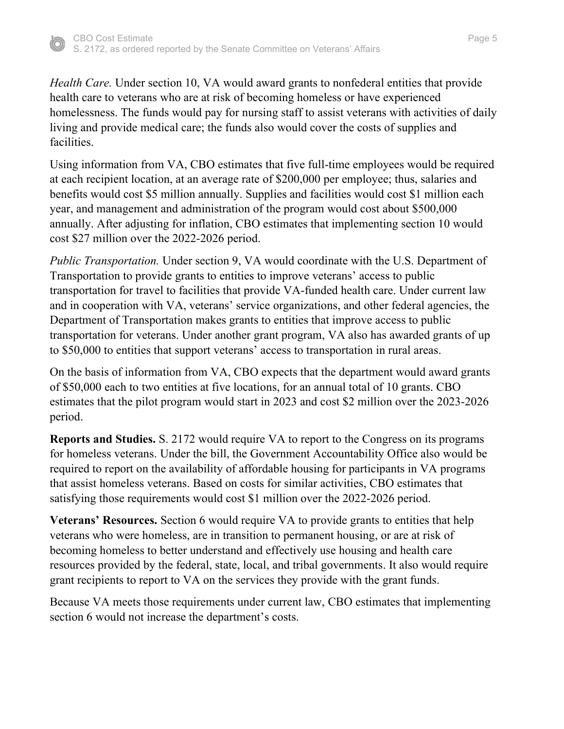*Health Care.* Under section 10, VA would award grants to nonfederal entities that provide health care to veterans who are at risk of becoming homeless or have experienced homelessness. The funds would pay for nursing staff to assist veterans with activities of daily living and provide medical care; the funds also would cover the costs of supplies and facilities.

Using information from VA, CBO estimates that five full-time employees would be required at each recipient location, at an average rate of $200,000 per employee; thus, salaries and benefits would cost $5 million annually. Supplies and facilities would cost $1 million each year, and management and administration of the program would cost about $500,000 annually. After adjusting for inflation, CBO estimates that implementing section 10 would cost $27 million over the 2022-2026 period.

*Public Transportation.* Under section 9, VA would coordinate with the U.S. Department of Transportation to provide grants to entities to improve veterans' access to public transportation for travel to facilities that provide VA-funded health care. Under current law and in cooperation with VA, veterans' service organizations, and other federal agencies, the Department of Transportation makes grants to entities that improve access to public transportation for veterans. Under another grant program, VA also has awarded grants of up to $50,000 to entities that support veterans' access to transportation in rural areas.

On the basis of information from VA, CBO expects that the department would award grants of $50,000 each to two entities at five locations, for an annual total of 10 grants. CBO estimates that the pilot program would start in 2023 and cost $2 million over the 2023-2026 period.

**Reports and Studies.** S. 2172 would require VA to report to the Congress on its programs for homeless veterans. Under the bill, the Government Accountability Office also would be required to report on the availability of affordable housing for participants in VA programs that assist homeless veterans. Based on costs for similar activities, CBO estimates that satisfying those requirements would cost $1 million over the 2022-2026 period.

**Veterans' Resources.** Section 6 would require VA to provide grants to entities that help veterans who were homeless, are in transition to permanent housing, or are at risk of becoming homeless to better understand and effectively use housing and health care resources provided by the federal, state, local, and tribal governments. It also would require grant recipients to report to VA on the services they provide with the grant funds.

Because VA meets those requirements under current law, CBO estimates that implementing section 6 would not increase the department's costs.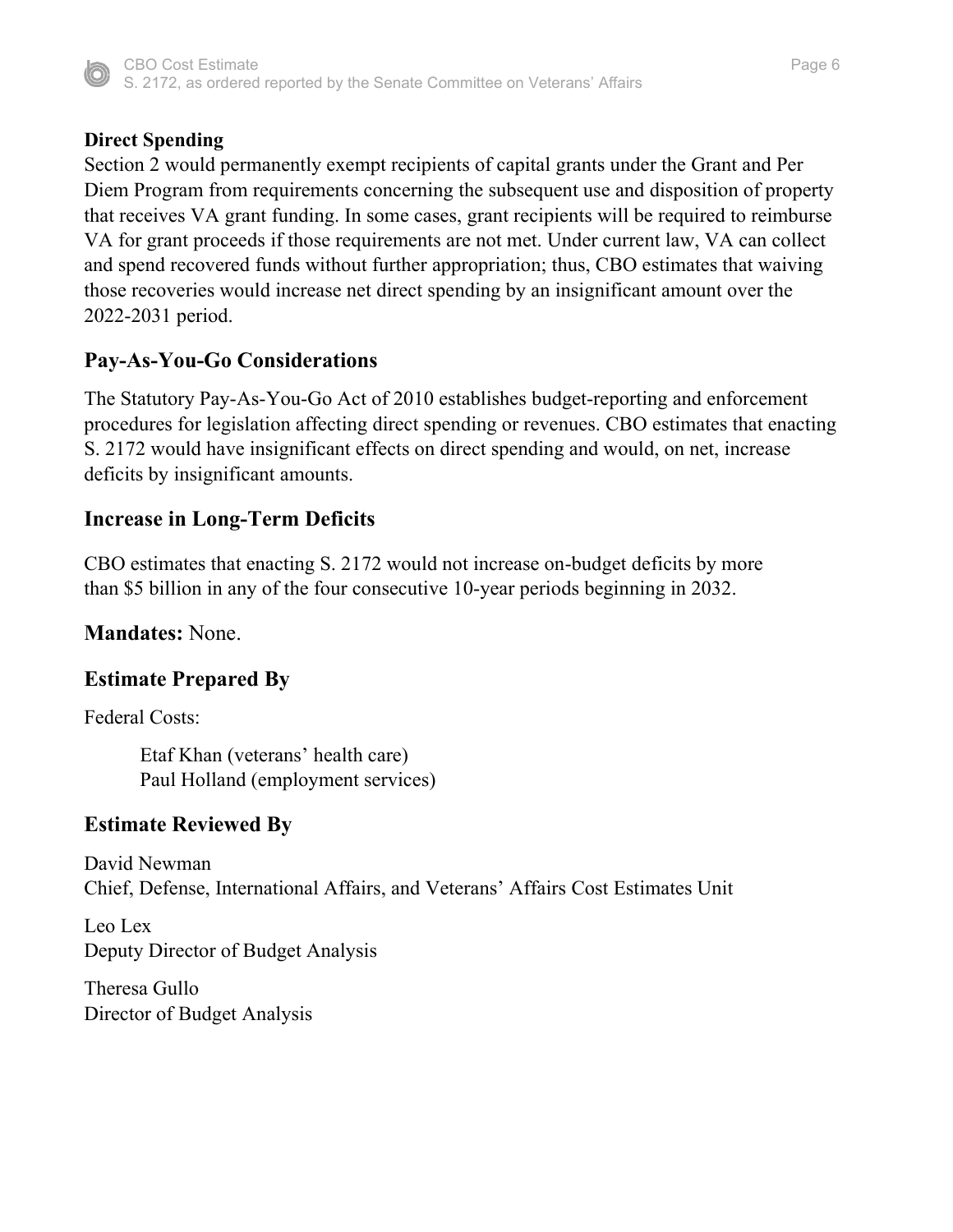**Direct Spending**

Section 2 would permanently exempt recipients of capital grants under the Grant and Per Diem Program from requirements concerning the subsequent use and disposition of property that receives VA grant funding. In some cases, grant recipients will be required to reimburse VA for grant proceeds if those requirements are not met. Under current law, VA can collect and spend recovered funds without further appropriation; thus, CBO estimates that waiving those recoveries would increase net direct spending by an insignificant amount over the 2022-2031 period.

## Pay-As-You-Go Considerations

The Statutory Pay-As-You-Go Act of 2010 establishes budget-reporting and enforcement procedures for legislation affecting direct spending or revenues. CBO estimates that enacting S. 2172 would have insignificant effects on direct spending and would, on net, increase deficits by insignificant amounts.

## Increase in Long-Term Deficits

CBO estimates that enacting S. 2172 would not increase on-budget deficits by more than $5 billion in any of the four consecutive 10-year periods beginning in 2032.

**Mandates:** None.

## Estimate Prepared By

Federal Costs:

Etaf Khan (veterans' health care)
Paul Holland (employment services)

## Estimate Reviewed By

David Newman
Chief, Defense, International Affairs, and Veterans' Affairs Cost Estimates Unit

Leo Lex
Deputy Director of Budget Analysis

Theresa Gullo
Director of Budget Analysis